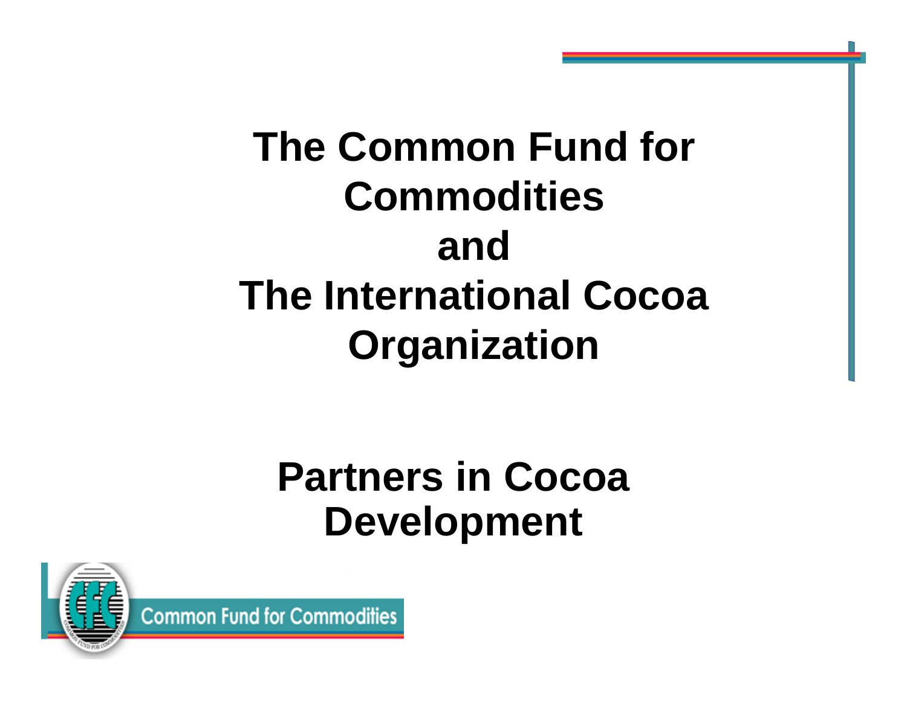# The Common Fund for Commodities and The International Cocoa Organization

## Partners in Cocoa Development

Common Fund for Commodities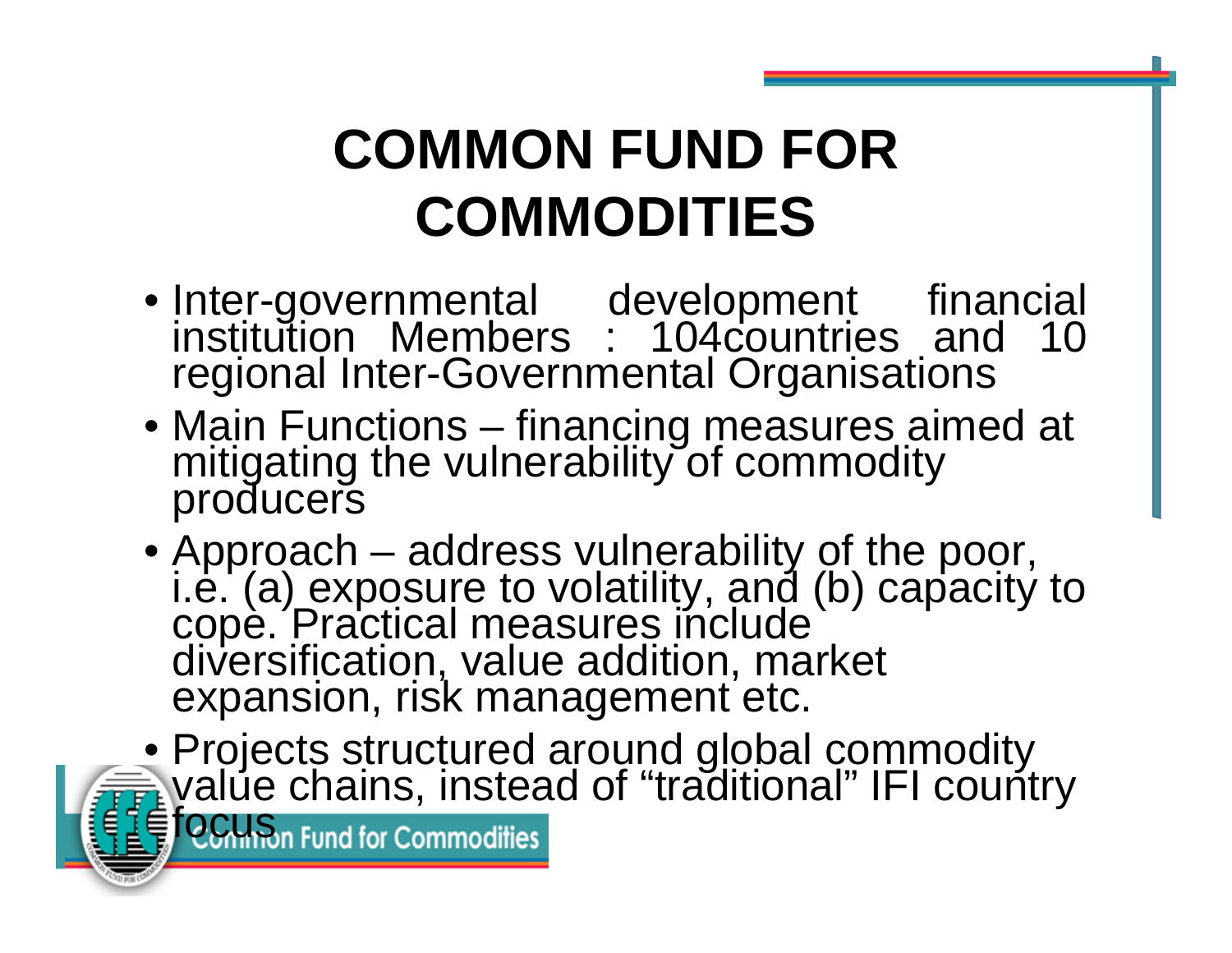# COMMON FUND FOR COMMODITIES

- Inter-governmental development financial institution Members : 104countries and 10 regional Inter-Governmental Organisations
- Main Functions – financing measures aimed at mitigating the vulnerability of commodity producers
- Approach – address vulnerability of the poor, i.e. (a) exposure to volatility, and (b) capacity to cope. Practical measures include diversification, value addition, market expansion, risk management etc.
- Projects structured around global commodity value chains, instead of "traditional" IFI country focus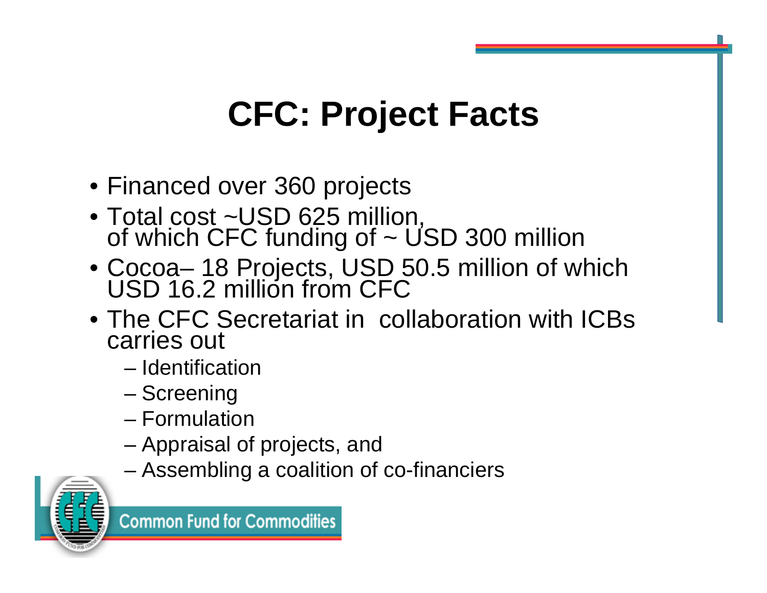# CFC: Project Facts

- Financed over 360 projects
- Total cost ~USD 625 million, of which CFC funding of ~ USD 300 million
- Cocoa– 18 Projects, USD 50.5 million of which USD 16.2 million from CFC
- The CFC Secretariat in collaboration with ICBs carries out
  - Identification
  - Screening
  - Formulation
  - Appraisal of projects, and
  - Assembling a coalition of co-financiers

Common Fund for Commodities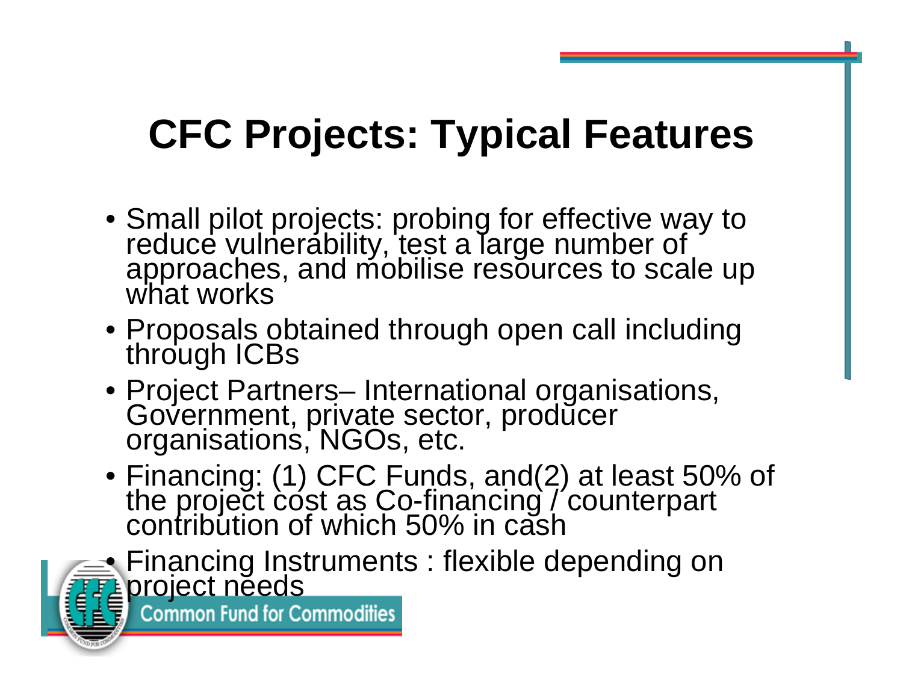# CFC Projects: Typical Features

- Small pilot projects: probing for effective way to reduce vulnerability, test a large number of approaches, and mobilise resources to scale up what works
- Proposals obtained through open call including through ICBs
- Project Partners– International organisations, Government, private sector, producer organisations, NGOs, etc.
- Financing: (1) CFC Funds, and(2) at least 50% of the project cost as Co-financing / counterpart contribution of which 50% in cash
- Financing Instruments : flexible depending on project needs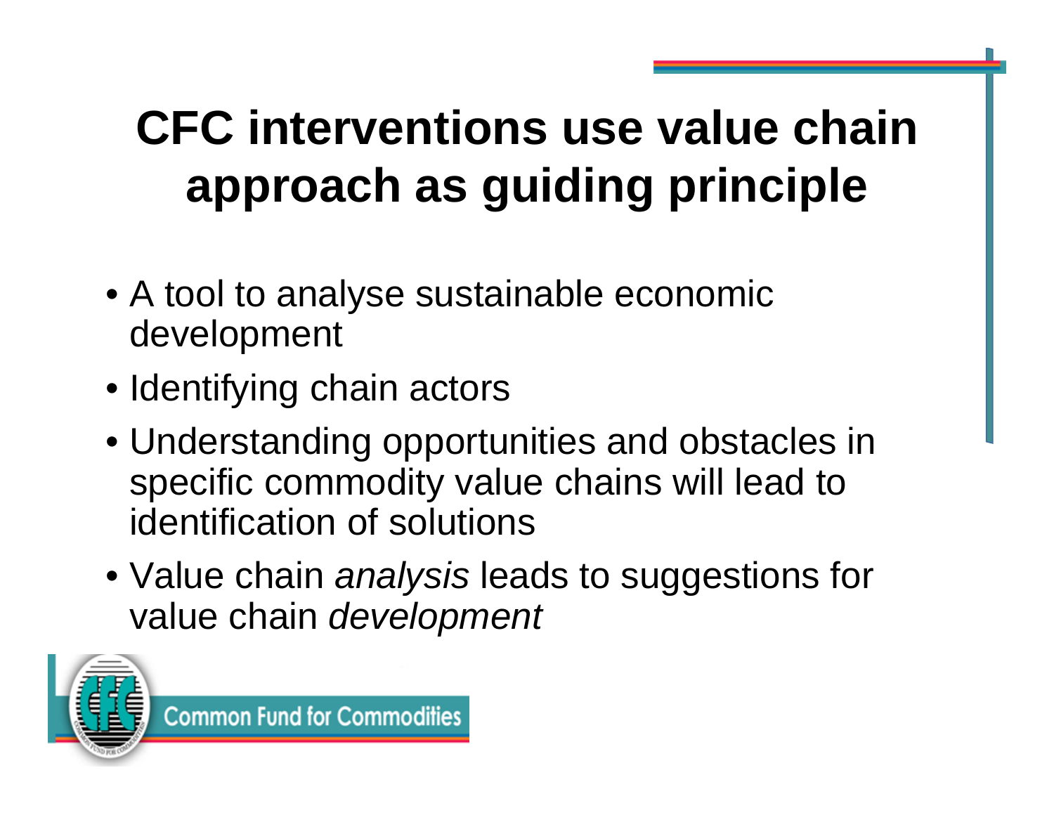# CFC interventions use value chain approach as guiding principle

- A tool to analyse sustainable economic development
- Identifying chain actors
- Understanding opportunities and obstacles in specific commodity value chains will lead to identification of solutions
- Value chain *analysis* leads to suggestions for value chain *development*

Common Fund for Commodities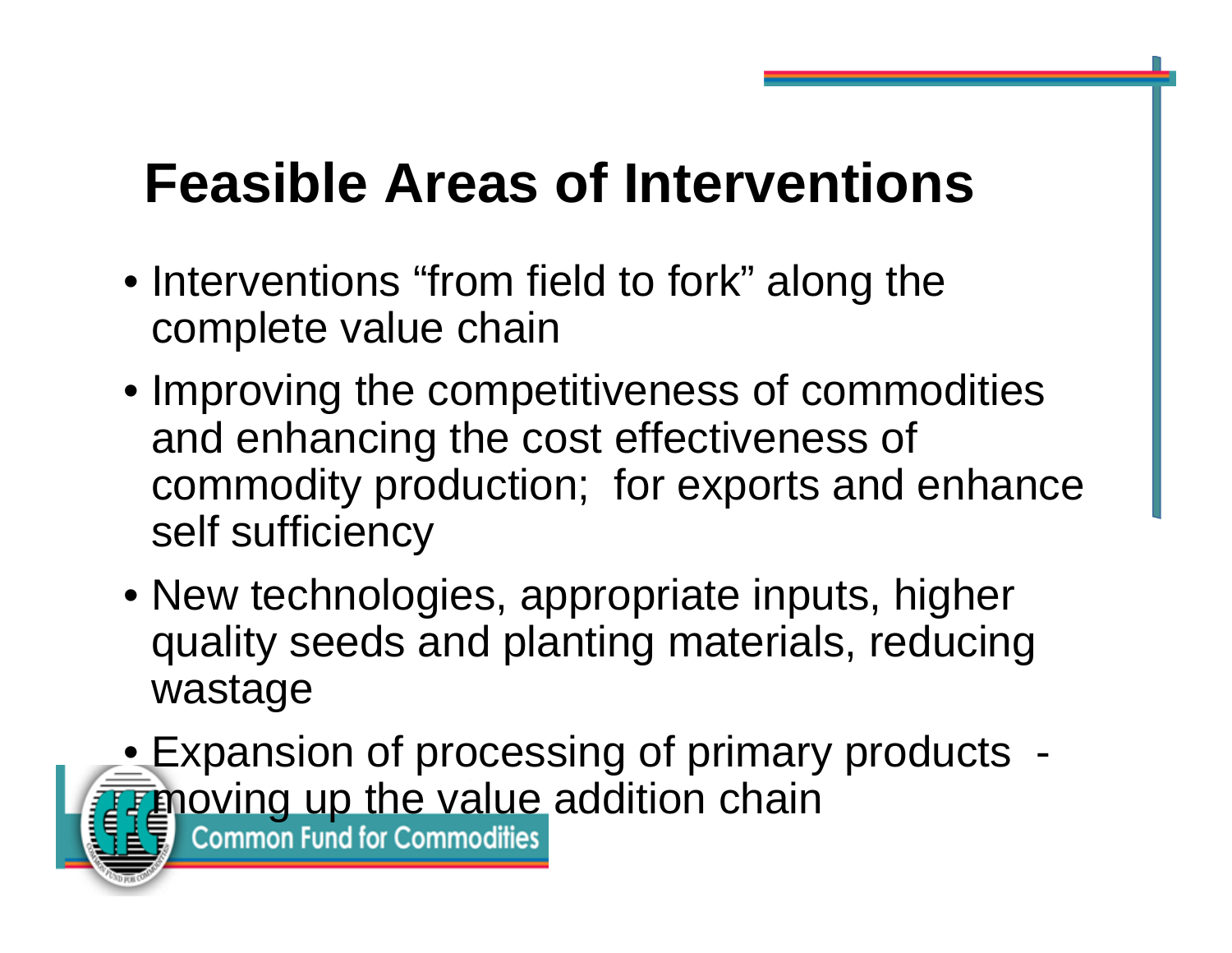# Feasible Areas of Interventions

- Interventions “from field to fork” along the complete value chain
- Improving the competitiveness of commodities and enhancing the cost effectiveness of commodity production; for exports and enhance self sufficiency
- New technologies, appropriate inputs, higher quality seeds and planting materials, reducing wastage
- Expansion of processing of primary products - moving up the value addition chain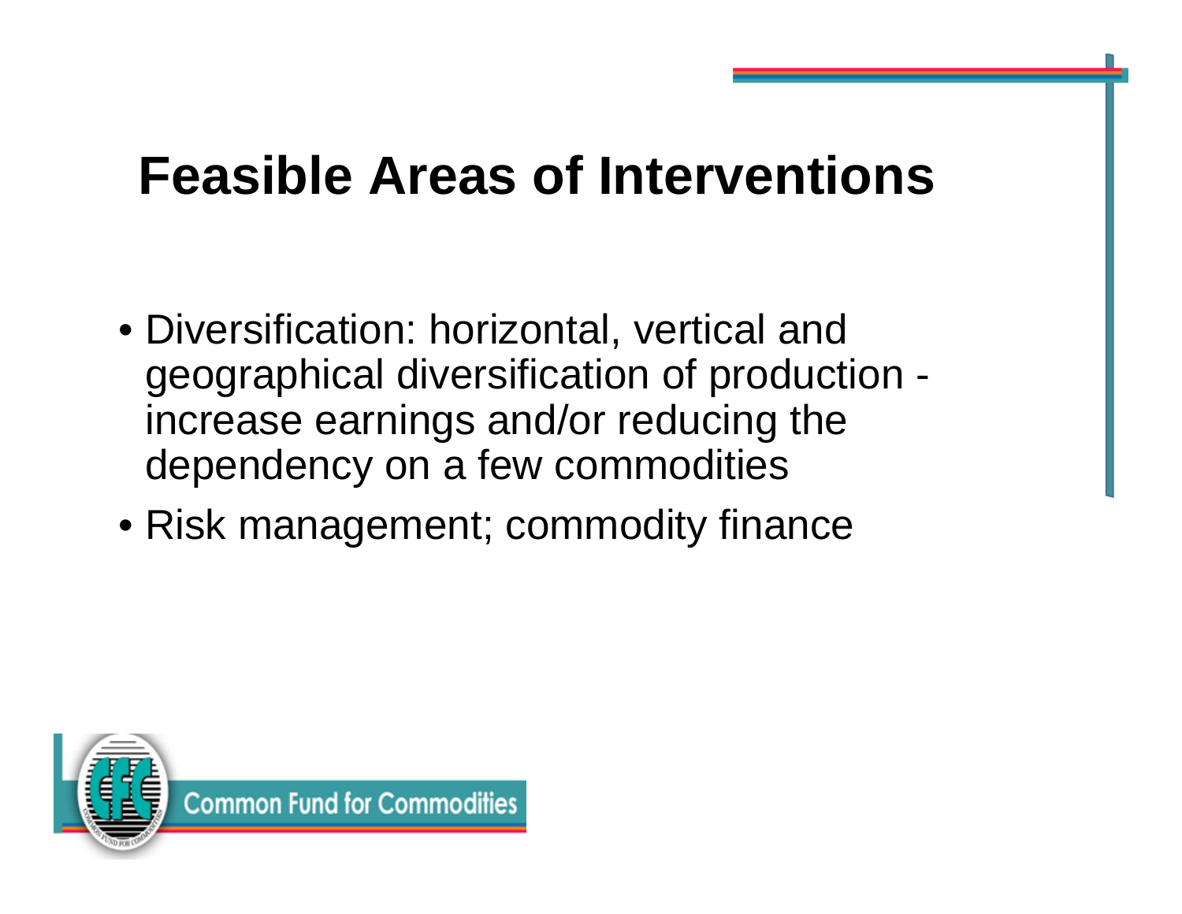# Feasible Areas of Interventions

- Diversification: horizontal, vertical and geographical diversification of production - increase earnings and/or reducing the dependency on a few commodities
- Risk management; commodity finance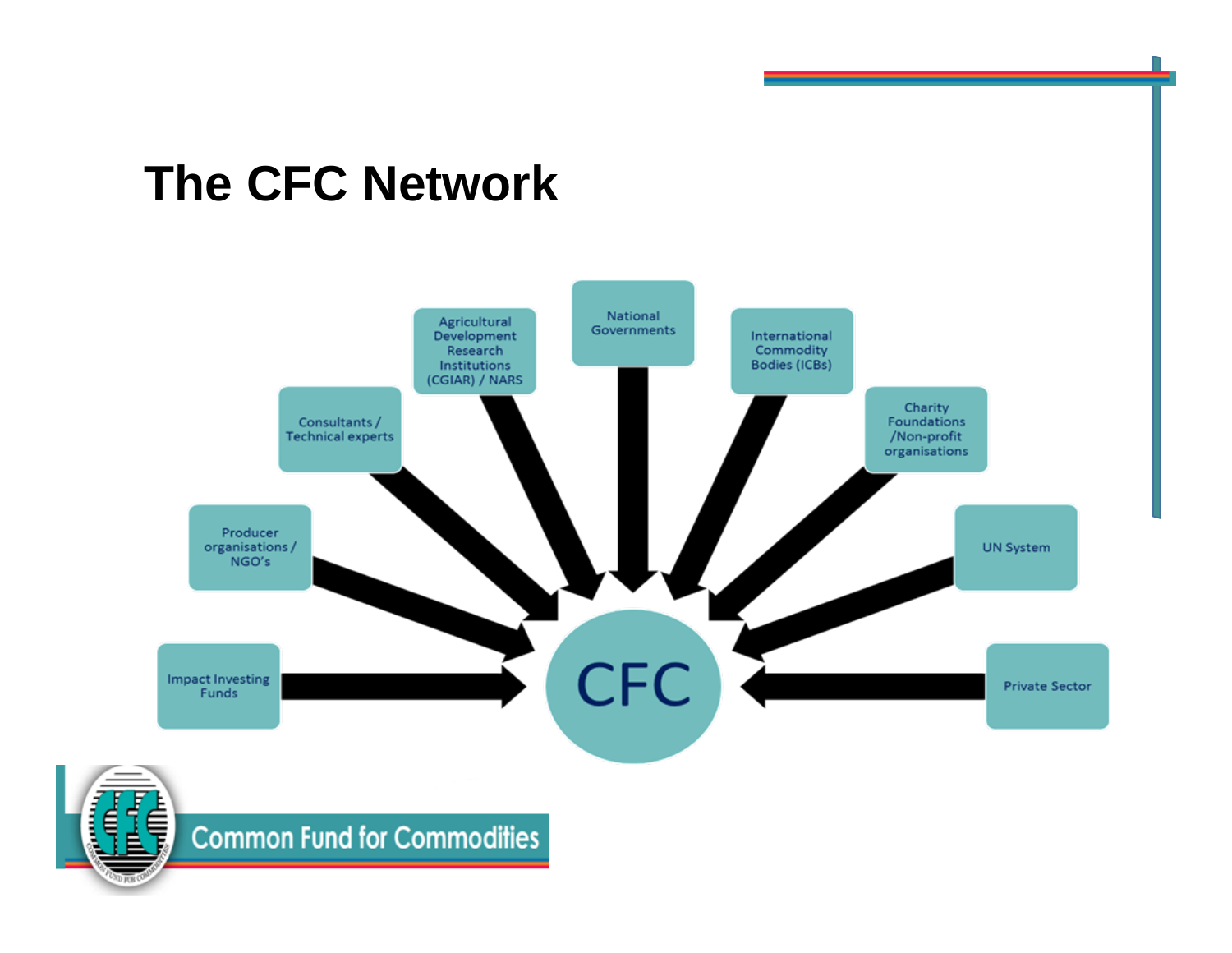# The CFC Network

- Impact Investing Funds
- Producer organisations / NGO's
- Consultants / Technical experts
- Agricultural Development Research Institutions (CGIAR) / NARS
- National Governments
- International Commodity Bodies (ICBs)
- Charity Foundations /Non-profit organisations
- UN System
- Private Sector

CFC

Common Fund for Commodities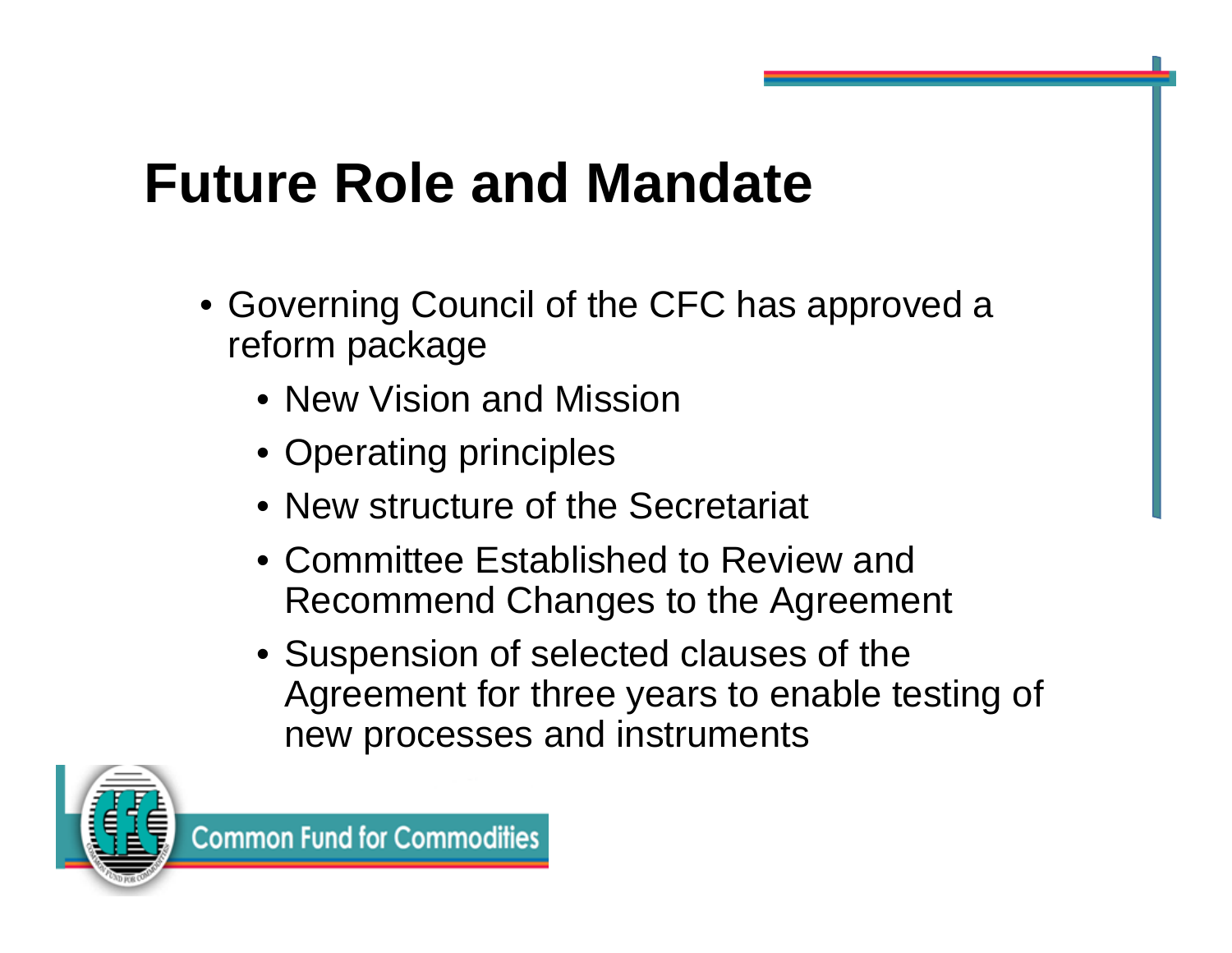# Future Role and Mandate

- Governing Council of the CFC has approved a reform package
  - New Vision and Mission
  - Operating principles
  - New structure of the Secretariat
  - Committee Established to Review and Recommend Changes to the Agreement
  - Suspension of selected clauses of the Agreement for three years to enable testing of new processes and instruments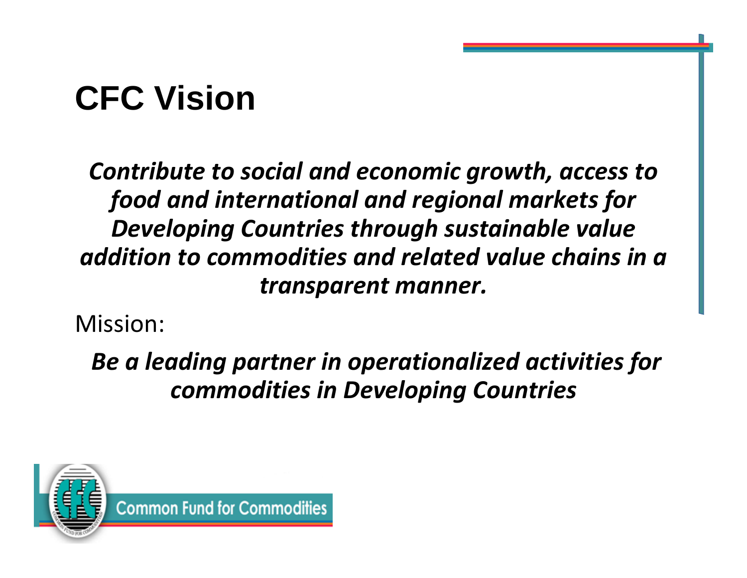# CFC Vision

***Contribute to social and economic growth, access to food and international and regional markets for Developing Countries through sustainable value addition to commodities and related value chains in a transparent manner.***

Mission:

***Be a leading partner in operationalized activities for commodities in Developing Countries***

Common Fund for Commodities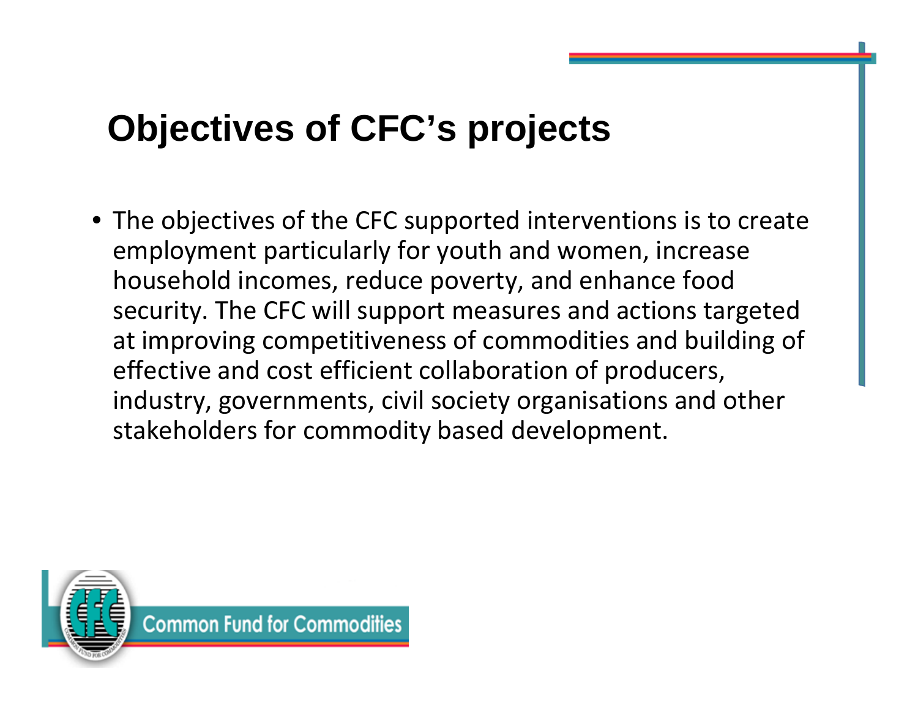# Objectives of CFC's projects

- The objectives of the CFC supported interventions is to create employment particularly for youth and women, increase household incomes, reduce poverty, and enhance food security. The CFC will support measures and actions targeted at improving competitiveness of commodities and building of effective and cost efficient collaboration of producers, industry, governments, civil society organisations and other stakeholders for commodity based development.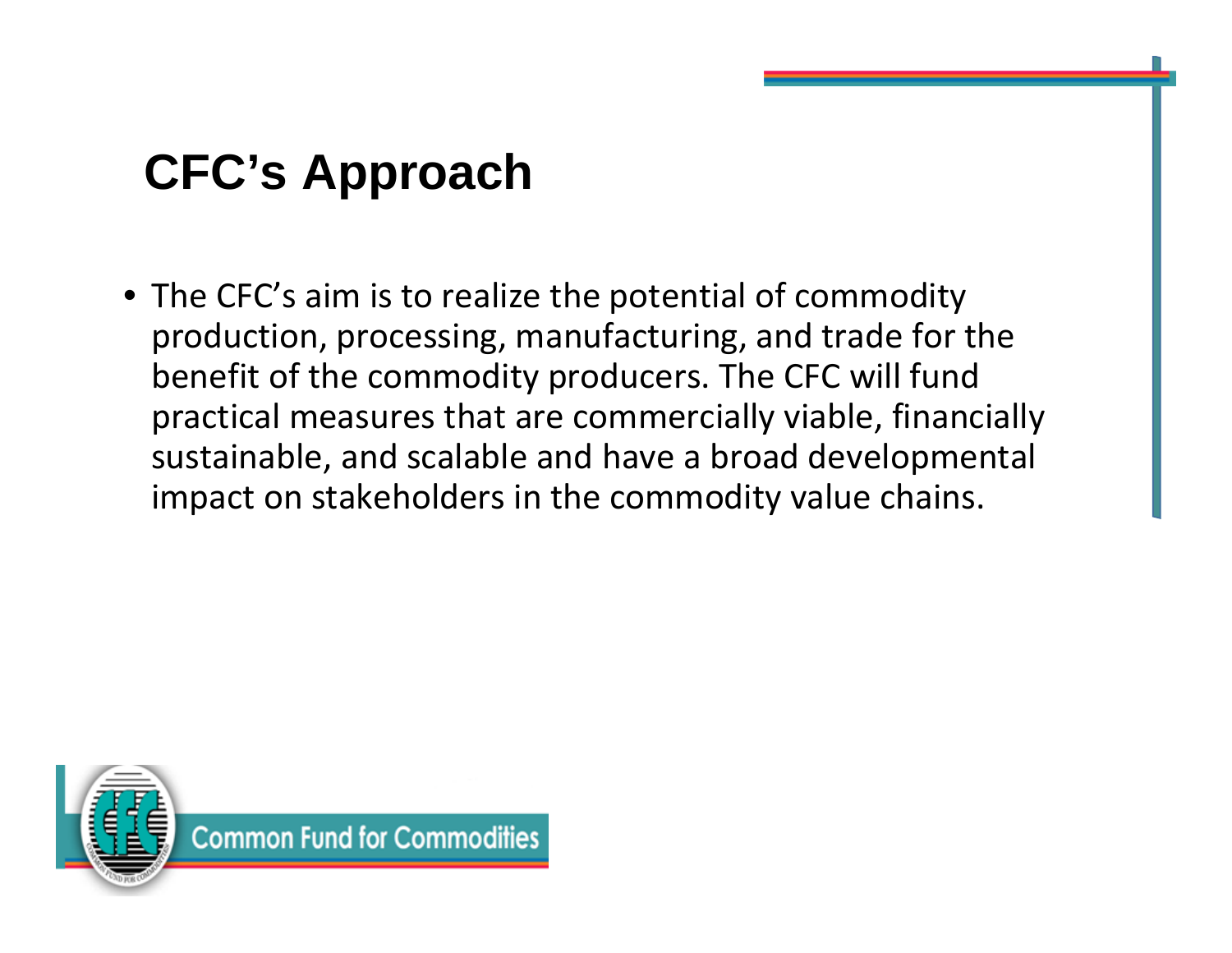# CFC's Approach

- The CFC's aim is to realize the potential of commodity production, processing, manufacturing, and trade for the benefit of the commodity producers. The CFC will fund practical measures that are commercially viable, financially sustainable, and scalable and have a broad developmental impact on stakeholders in the commodity value chains.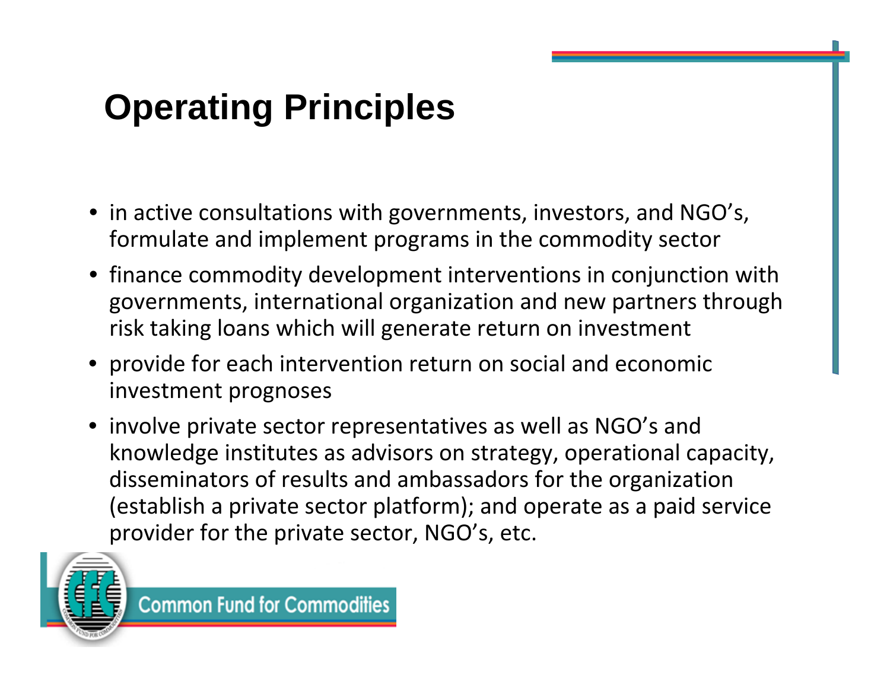# Operating Principles

- in active consultations with governments, investors, and NGO's, formulate and implement programs in the commodity sector
- finance commodity development interventions in conjunction with governments, international organization and new partners through risk taking loans which will generate return on investment
- provide for each intervention return on social and economic investment prognoses
- involve private sector representatives as well as NGO's and knowledge institutes as advisors on strategy, operational capacity, disseminators of results and ambassadors for the organization (establish a private sector platform); and operate as a paid service provider for the private sector, NGO's, etc.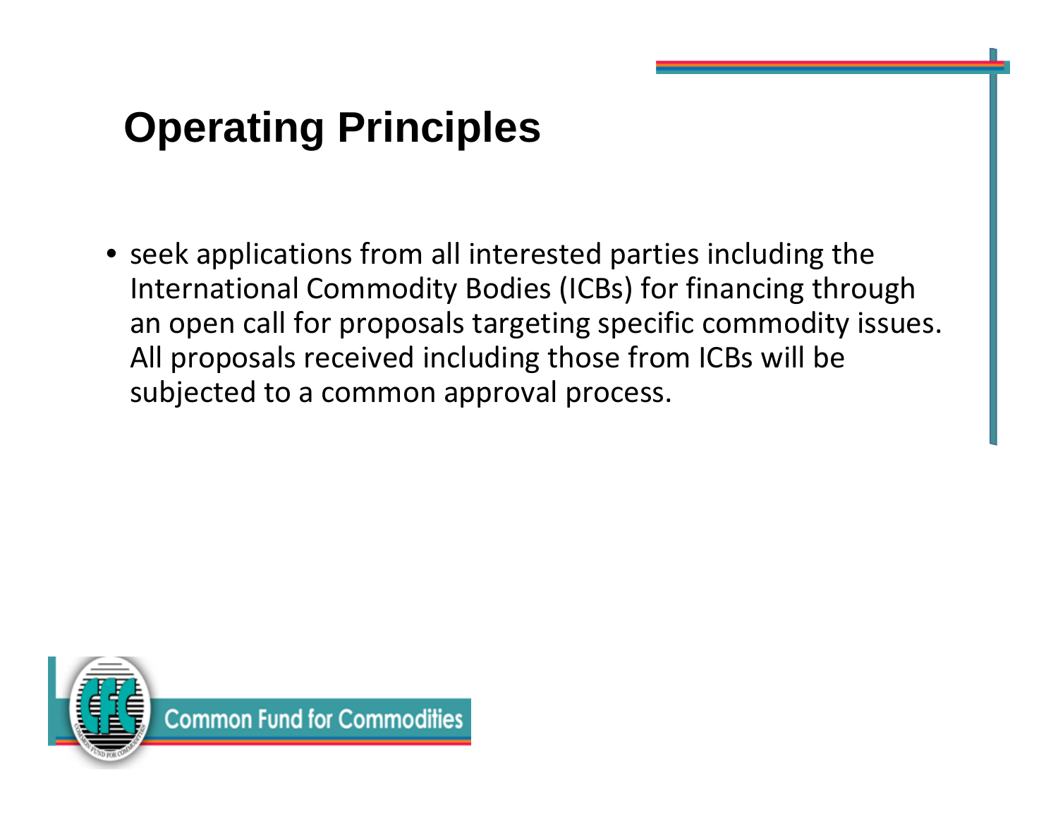# Operating Principles

- seek applications from all interested parties including the International Commodity Bodies (ICBs) for financing through an open call for proposals targeting specific commodity issues. All proposals received including those from ICBs will be subjected to a common approval process.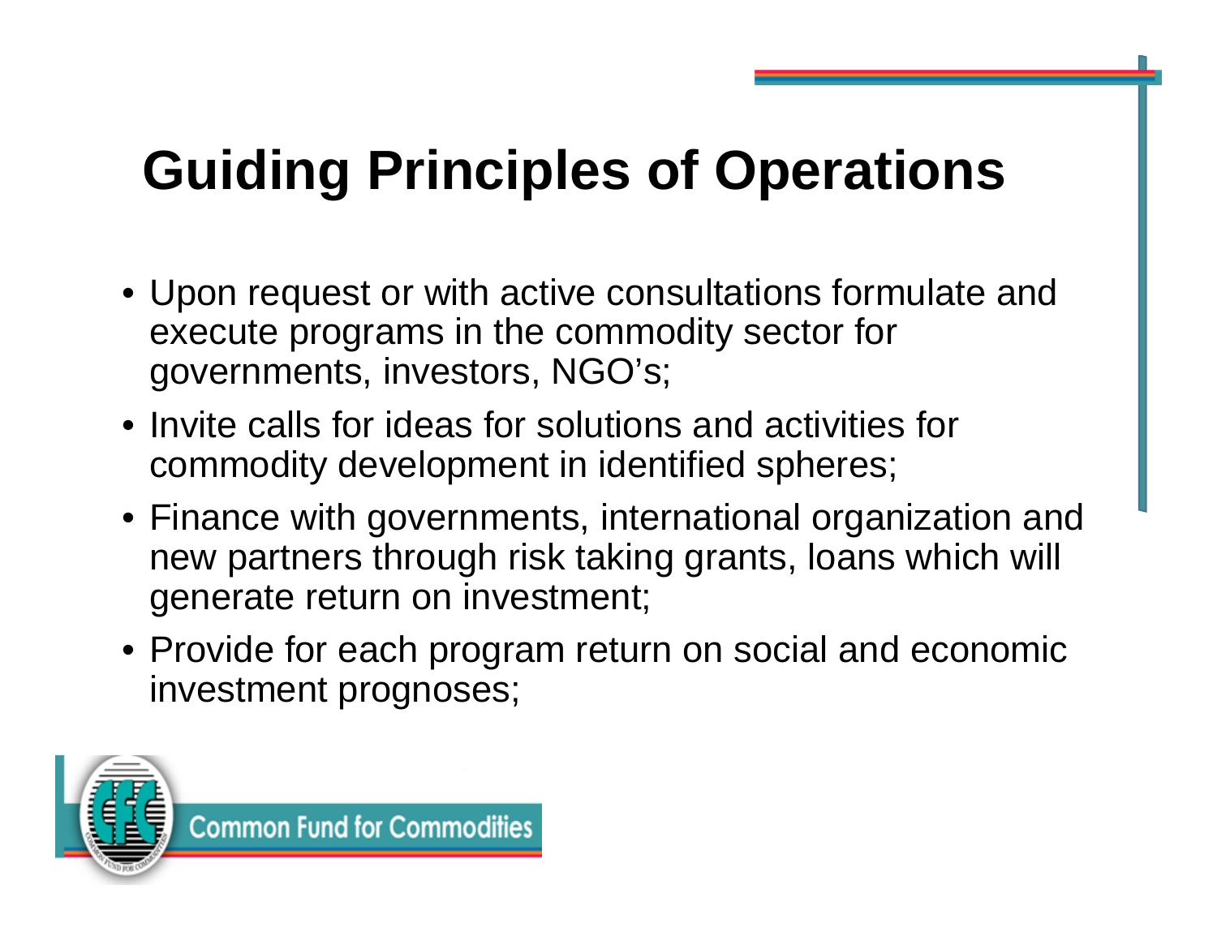# Guiding Principles of Operations

- Upon request or with active consultations formulate and execute programs in the commodity sector for governments, investors, NGO's;
- Invite calls for ideas for solutions and activities for commodity development in identified spheres;
- Finance with governments, international organization and new partners through risk taking grants, loans which will generate return on investment;
- Provide for each program return on social and economic investment prognoses;

Common Fund for Commodities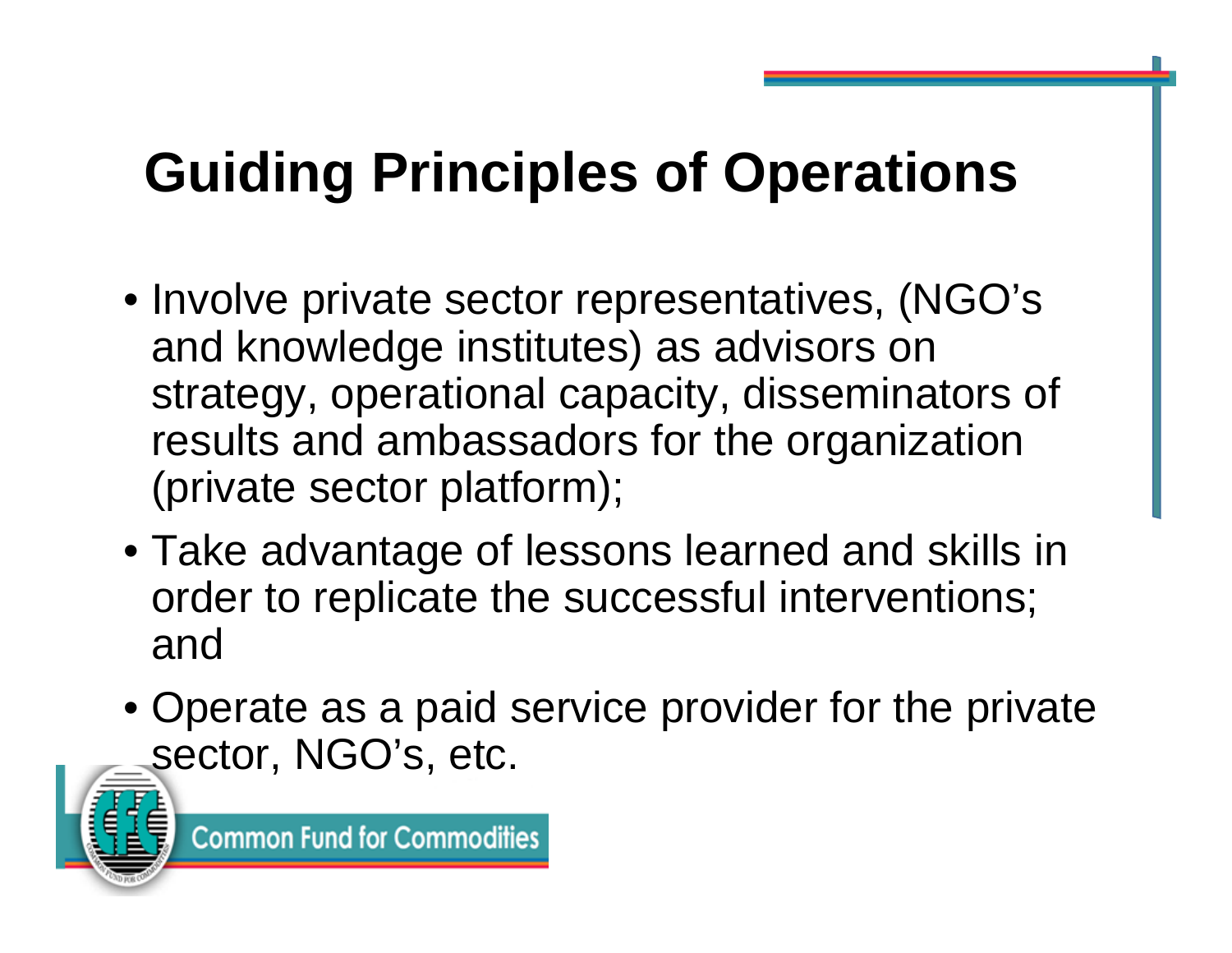# Guiding Principles of Operations

- Involve private sector representatives, (NGO's and knowledge institutes) as advisors on strategy, operational capacity, disseminators of results and ambassadors for the organization (private sector platform);
- Take advantage of lessons learned and skills in order to replicate the successful interventions; and
- Operate as a paid service provider for the private sector, NGO's, etc.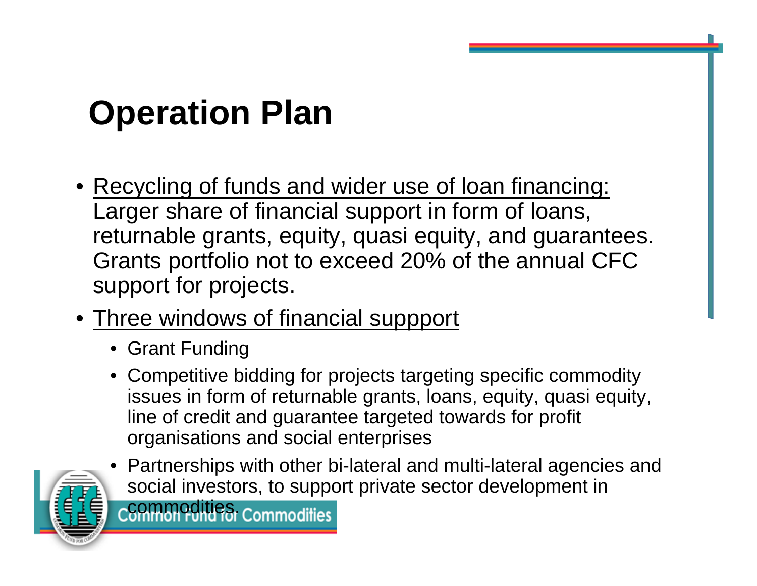# Operation Plan

- Recycling of funds and wider use of loan financing: Larger share of financial support in form of loans, returnable grants, equity, quasi equity, and guarantees. Grants portfolio not to exceed 20% of the annual CFC support for projects.
- Three windows of financial suppport
  - Grant Funding
  - Competitive bidding for projects targeting specific commodity issues in form of returnable grants, loans, equity, quasi equity, line of credit and guarantee targeted towards for profit organisations and social enterprises
  - Partnerships with other bi-lateral and multi-lateral agencies and social investors, to support private sector development in commodities.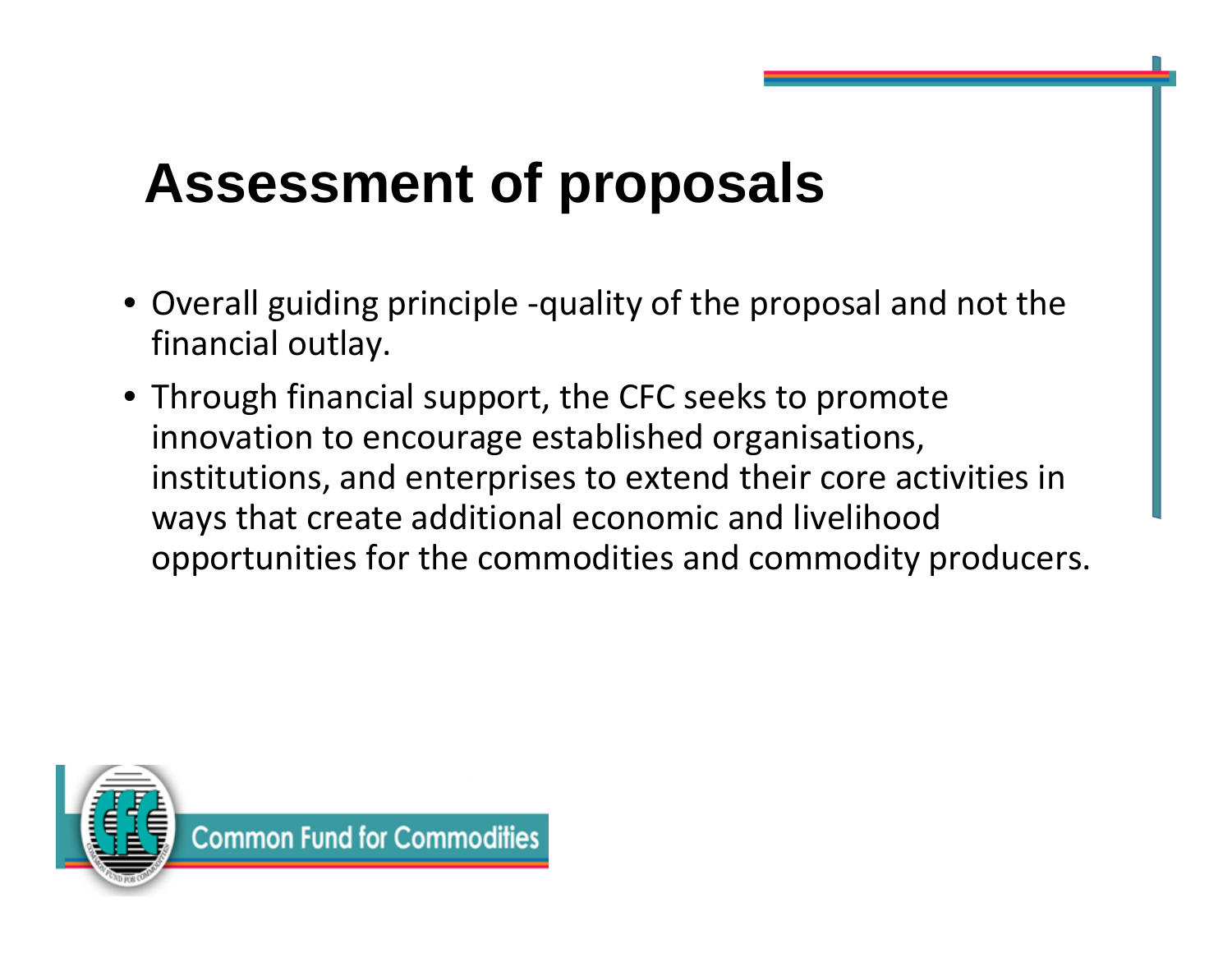# Assessment of proposals

- Overall guiding principle -quality of the proposal and not the financial outlay.
- Through financial support, the CFC seeks to promote innovation to encourage established organisations, institutions, and enterprises to extend their core activities in ways that create additional economic and livelihood opportunities for the commodities and commodity producers.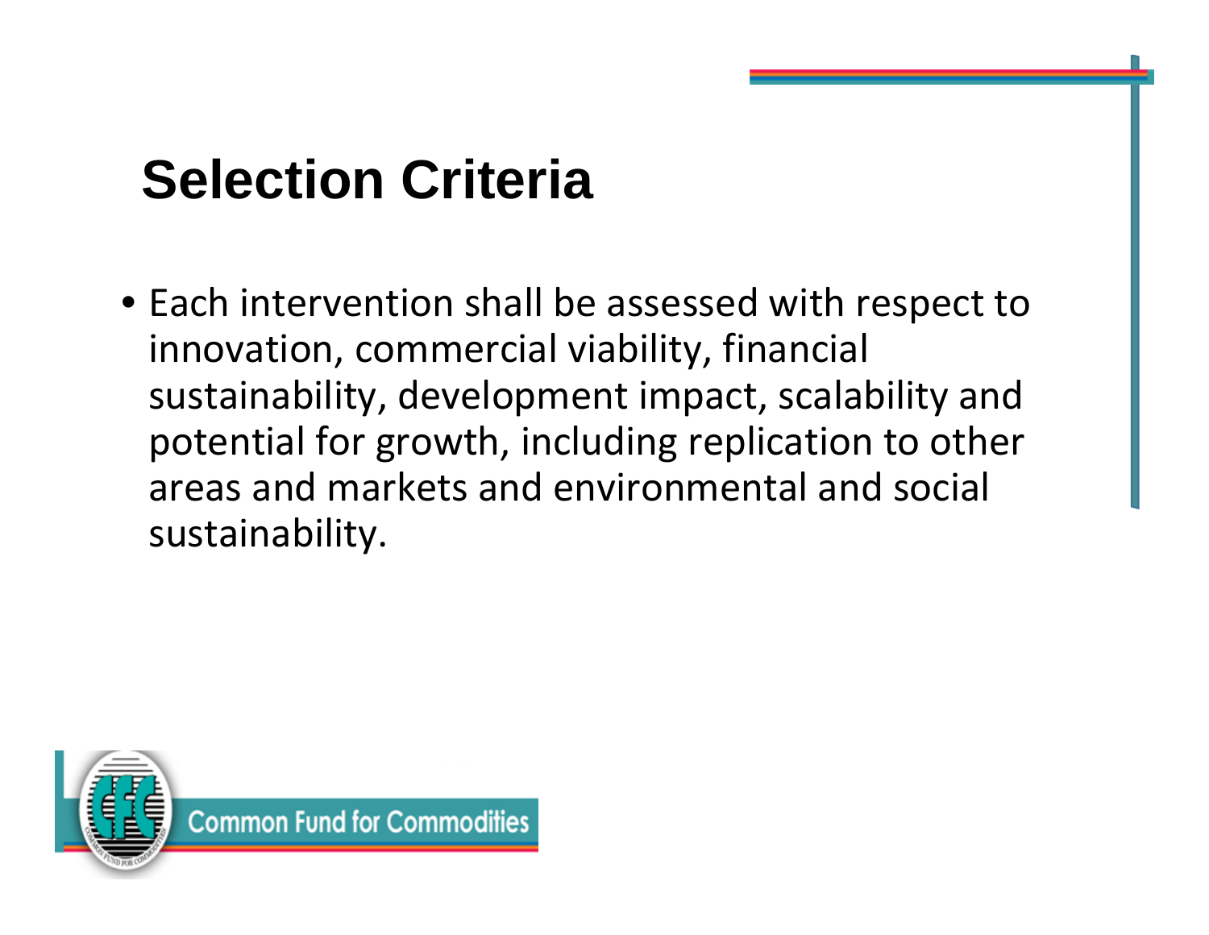# Selection Criteria

- Each intervention shall be assessed with respect to innovation, commercial viability, financial sustainability, development impact, scalability and potential for growth, including replication to other areas and markets and environmental and social sustainability.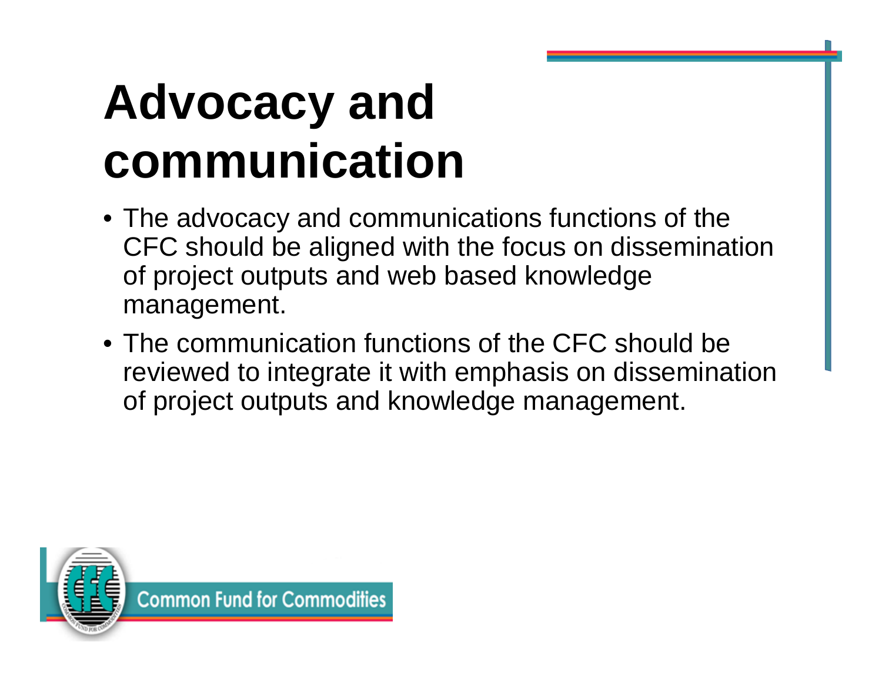# Advocacy and communication

- The advocacy and communications functions of the CFC should be aligned with the focus on dissemination of project outputs and web based knowledge management.
- The communication functions of the CFC should be reviewed to integrate it with emphasis on dissemination of project outputs and knowledge management.

Common Fund for Commodities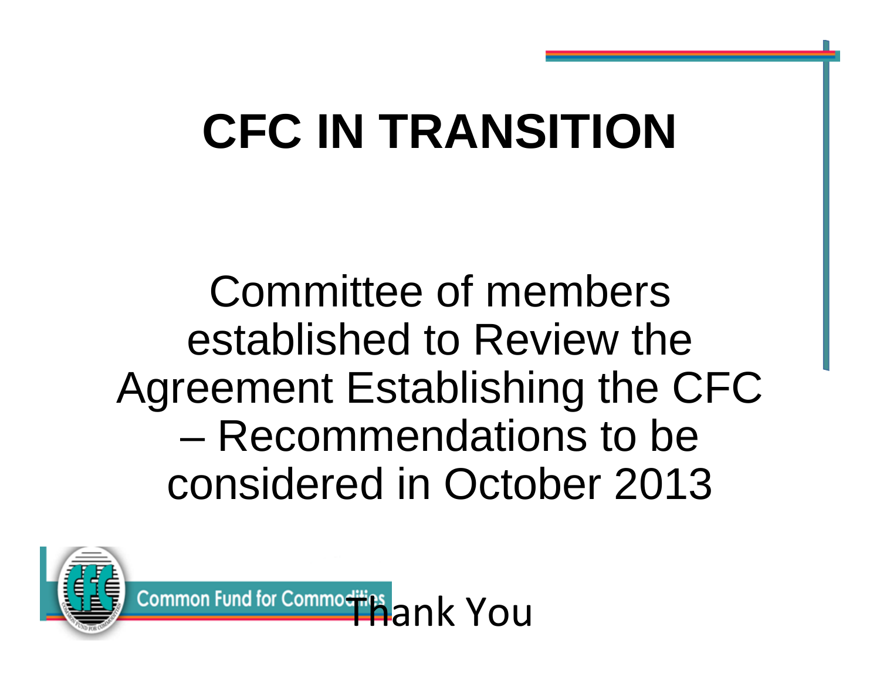# CFC IN TRANSITION

Committee of members established to Review the Agreement Establishing the CFC – Recommendations to be considered in October 2013

Common Fund for Commodities

Thank You